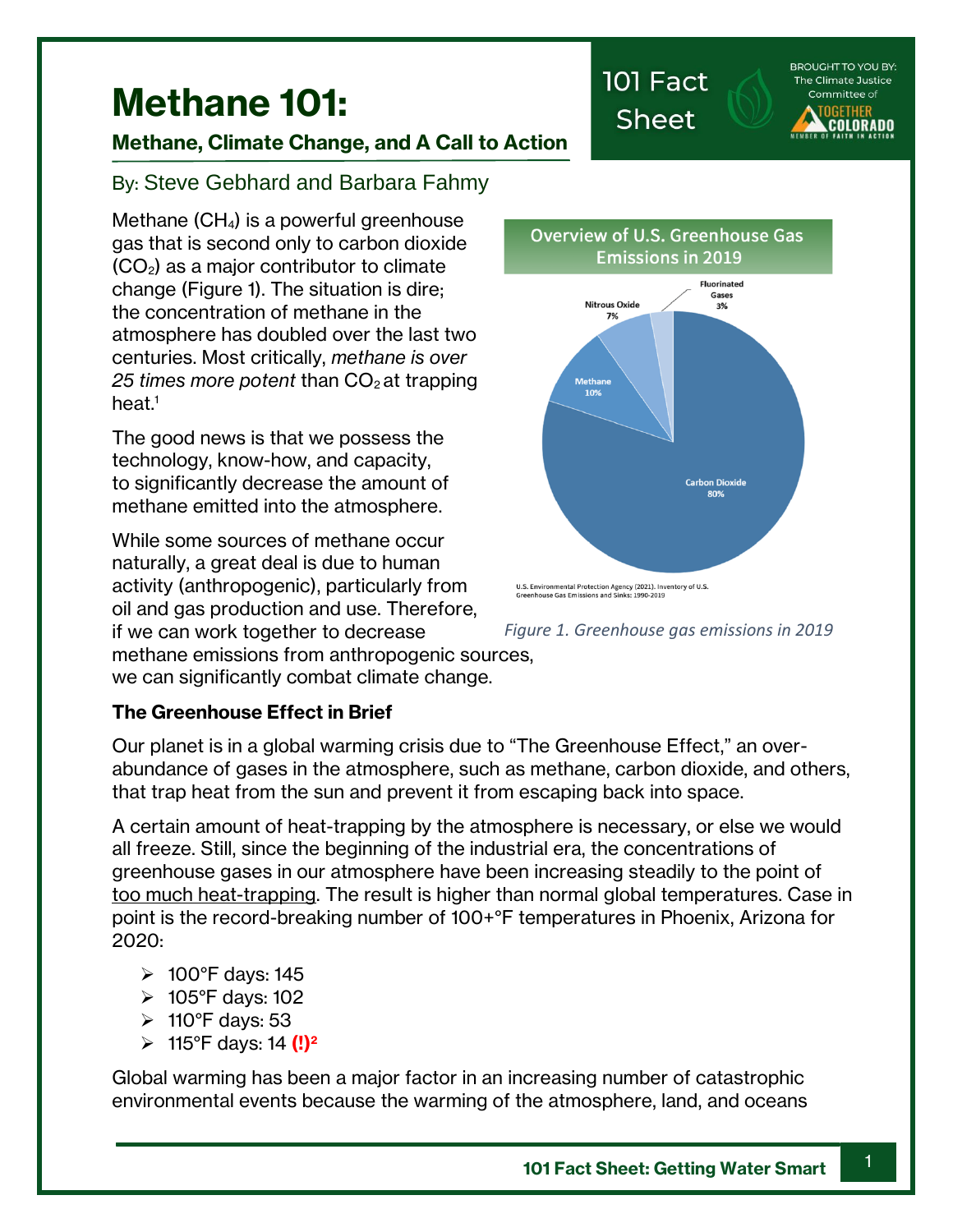# Methane 101:

## Methane, Climate Change, and A Call to Action

101 Fact Sheet

BROUGHT TO YOU BY: The Climate Justice Committee of TOGETHER COLORADO MEMBER OF FAITH IN ACTION

By: Steve Gebhard and Barbara Fahmy

Methane ($CH_4$) is a powerful greenhouse gas that is second only to carbon dioxide ($CO_2$) as a major contributor to climate change (Figure 1). The situation is dire; the concentration of methane in the atmosphere has doubled over the last two centuries. Most critically, *methane is over 25 times more potent* than $CO_2$ at trapping heat.[1]

The good news is that we possess the technology, know-how, and capacity, to significantly decrease the amount of methane emitted into the atmosphere.

While some sources of methane occur naturally, a great deal is due to human activity (anthropogenic), particularly from oil and gas production and use. Therefore, if we can work together to decrease methane emissions from anthropogenic sources, we can significantly combat climate change.

**Overview of U.S. Greenhouse Gas Emissions in 2019**

- Carbon Dioxide 80%
- Methane 10%
- Nitrous Oxide 7%
- Fluorinated Gases 3%

U.S. Environmental Protection Agency (2021). Inventory of U.S. Greenhouse Gas Emissions and Sinks: 1990-2019

*Figure 1. Greenhouse gas emissions in 2019*

### The Greenhouse Effect in Brief

Our planet is in a global warming crisis due to "The Greenhouse Effect," an over-abundance of gases in the atmosphere, such as methane, carbon dioxide, and others, that trap heat from the sun and prevent it from escaping back into space.

A certain amount of heat-trapping by the atmosphere is necessary, or else we would all freeze. Still, since the beginning of the industrial era, the concentrations of greenhouse gases in our atmosphere have been increasing steadily to the point of too much heat-trapping. The result is higher than normal global temperatures. Case in point is the record-breaking number of 100+°F temperatures in Phoenix, Arizona for 2020:

- 100°F days: 145
- 105°F days: 102
- 110°F days: 53
- 115°F days: 14 **(!)**[2]

Global warming has been a major factor in an increasing number of catastrophic environmental events because the warming of the atmosphere, land, and oceans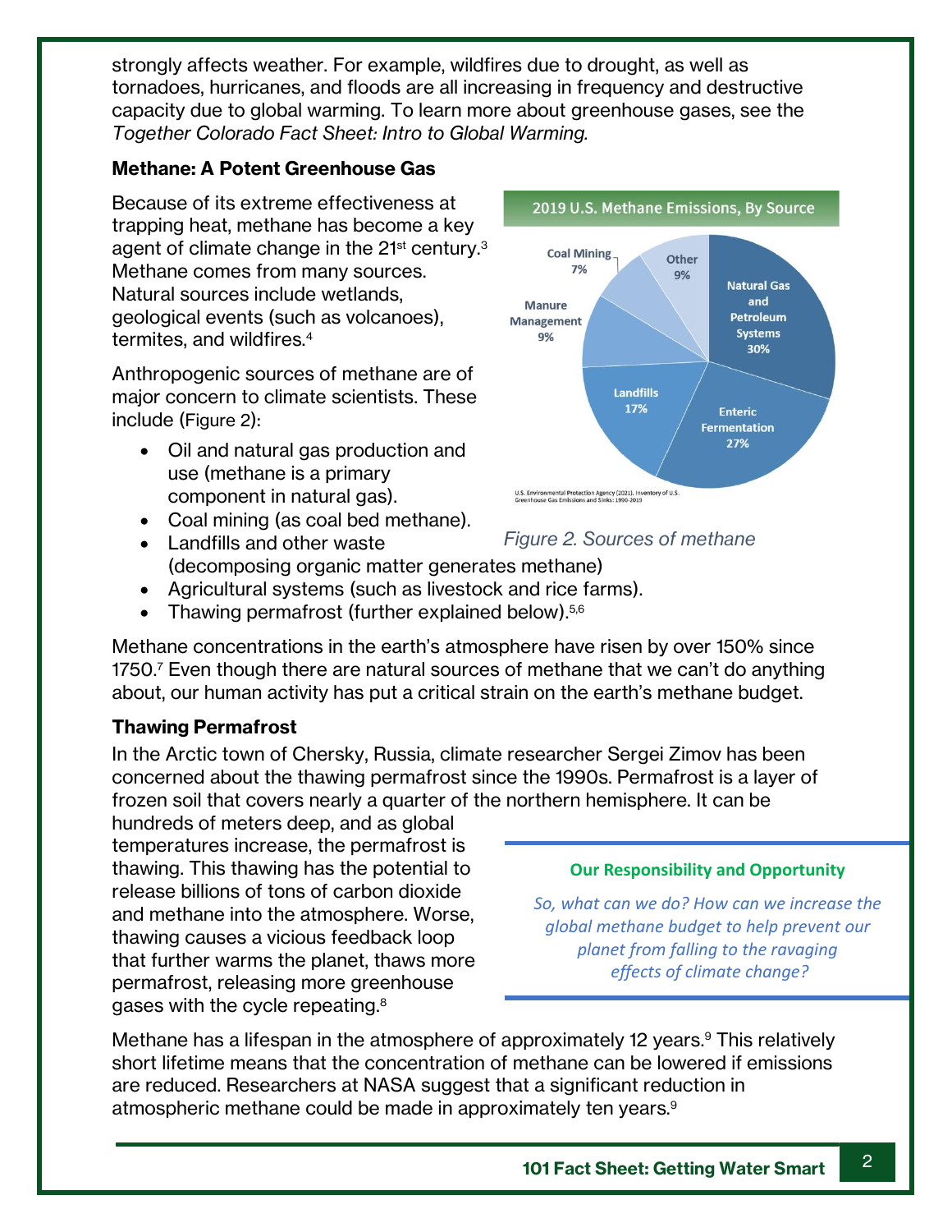strongly affects weather. For example, wildfires due to drought, as well as tornadoes, hurricanes, and floods are all increasing in frequency and destructive capacity due to global warming. To learn more about greenhouse gases, see the *Together Colorado Fact Sheet: Intro to Global Warming.*

### Methane: A Potent Greenhouse Gas

Because of its extreme effectiveness at trapping heat, methane has become a key agent of climate change in the 21st century.[3] Methane comes from many sources. Natural sources include wetlands, geological events (such as volcanoes), termites, and wildfires.[4]

Anthropogenic sources of methane are of major concern to climate scientists. These include (Figure 2):

- Oil and natural gas production and use (methane is a primary component in natural gas).
- Coal mining (as coal bed methane).
- Landfills and other waste (decomposing organic matter generates methane)
- Agricultural systems (such as livestock and rice farms).
- Thawing permafrost (further explained below).[5,6]

**2019 U.S. Methane Emissions, By Source**

| Source | Share |
|---|---|
| Natural Gas and Petroleum Systems | 30% |
| Enteric Fermentation | 27% |
| Landfills | 17% |
| Manure Management | 9% |
| Coal Mining | 7% |
| Other | 9% |

U.S. Environmental Protection Agency (2021). Inventory of U.S. Greenhouse Gas Emissions and Sinks: 1990-2019

*Figure 2. Sources of methane*

Methane concentrations in the earth's atmosphere have risen by over 150% since 1750.[7] Even though there are natural sources of methane that we can't do anything about, our human activity has put a critical strain on the earth's methane budget.

### Thawing Permafrost

In the Arctic town of Chersky, Russia, climate researcher Sergei Zimov has been concerned about the thawing permafrost since the 1990s. Permafrost is a layer of frozen soil that covers nearly a quarter of the northern hemisphere. It can be hundreds of meters deep, and as global temperatures increase, the permafrost is thawing. This thawing has the potential to release billions of tons of carbon dioxide and methane into the atmosphere. Worse, thawing causes a vicious feedback loop that further warms the planet, thaws more permafrost, releasing more greenhouse gases with the cycle repeating.[8]

> **Our Responsibility and Opportunity**
>
> *So, what can we do? How can we increase the global methane budget to help prevent our planet from falling to the ravaging effects of climate change?*

Methane has a lifespan in the atmosphere of approximately 12 years.[9] This relatively short lifetime means that the concentration of methane can be lowered if emissions are reduced. Researchers at NASA suggest that a significant reduction in atmospheric methane could be made in approximately ten years.[9]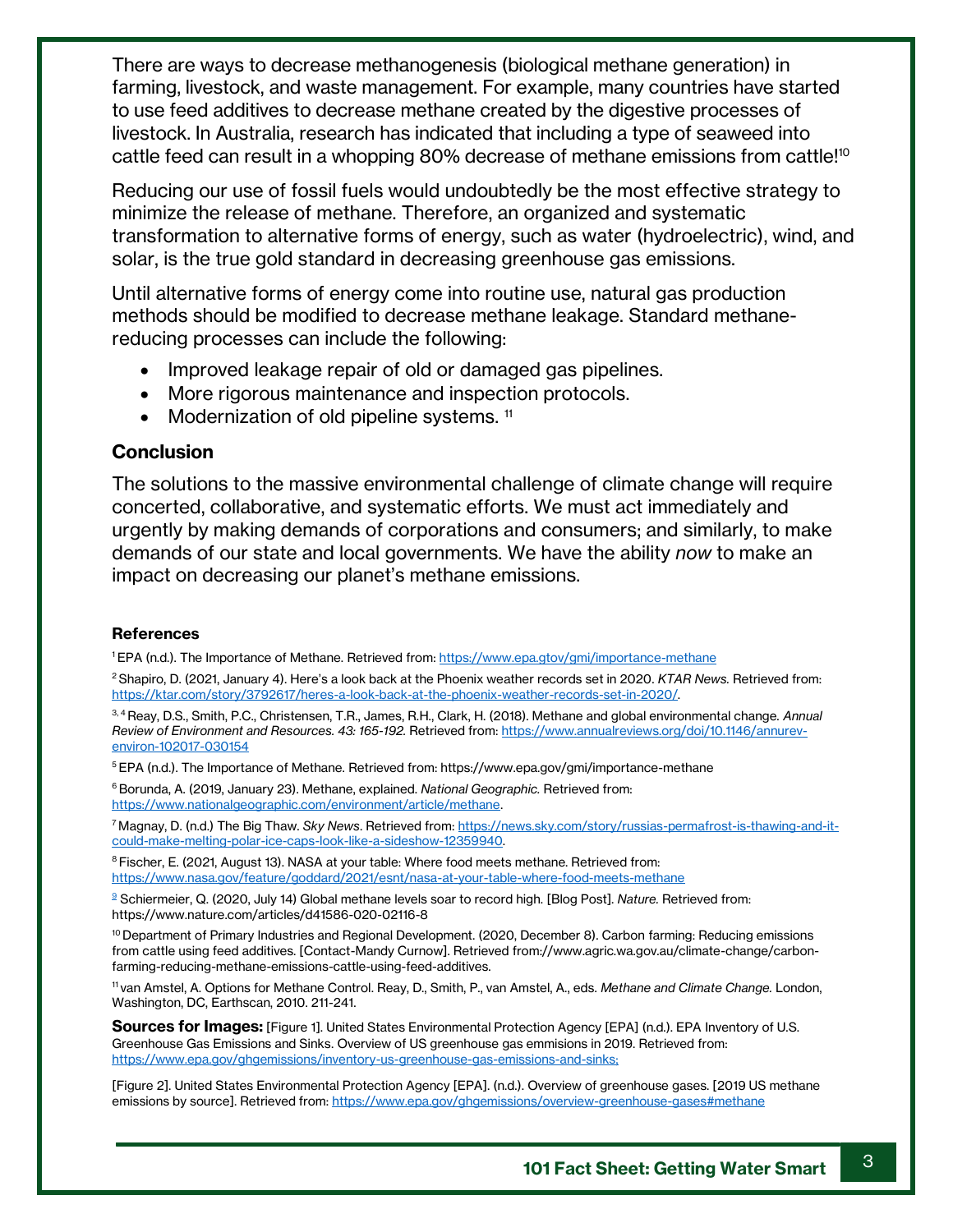There are ways to decrease methanogenesis (biological methane generation) in farming, livestock, and waste management. For example, many countries have started to use feed additives to decrease methane created by the digestive processes of livestock. In Australia, research has indicated that including a type of seaweed into cattle feed can result in a whopping 80% decrease of methane emissions from cattle![10]

Reducing our use of fossil fuels would undoubtedly be the most effective strategy to minimize the release of methane. Therefore, an organized and systematic transformation to alternative forms of energy, such as water (hydroelectric), wind, and solar, is the true gold standard in decreasing greenhouse gas emissions.

Until alternative forms of energy come into routine use, natural gas production methods should be modified to decrease methane leakage. Standard methane-reducing processes can include the following:

- Improved leakage repair of old or damaged gas pipelines.
- More rigorous maintenance and inspection protocols.
- Modernization of old pipeline systems. [11]

### Conclusion

The solutions to the massive environmental challenge of climate change will require concerted, collaborative, and systematic efforts. We must act immediately and urgently by making demands of corporations and consumers; and similarly, to make demands of our state and local governments. We have the ability *now* to make an impact on decreasing our planet's methane emissions.

#### References

[1] EPA (n.d.). The Importance of Methane. Retrieved from: https://www.epa.gtov/gmi/importance-methane

[2] Shapiro, D. (2021, January 4). Here's a look back at the Phoenix weather records set in 2020. *KTAR News.* Retrieved from: https://ktar.com/story/3792617/heres-a-look-back-at-the-phoenix-weather-records-set-in-2020/.

[3, 4] Reay, D.S., Smith, P.C., Christensen, T.R., James, R.H., Clark, H. (2018). Methane and global environmental change. *Annual Review of Environment and Resources. 43: 165-192.* Retrieved from: https://www.annualreviews.org/doi/10.1146/annurev-environ-102017-030154

[5] EPA (n.d.). The Importance of Methane. Retrieved from: https://www.epa.gov/gmi/importance-methane

[6] Borunda, A. (2019, January 23). Methane, explained. *National Geographic.* Retrieved from: https://www.nationalgeographic.com/environment/article/methane.

[7] Magnay, D. (n.d.) The Big Thaw. *Sky News*. Retrieved from: https://news.sky.com/story/russias-permafrost-is-thawing-and-it-could-make-melting-polar-ice-caps-look-like-a-sideshow-12359940.

[8] Fischer, E. (2021, August 13). NASA at your table: Where food meets methane. Retrieved from: https://www.nasa.gov/feature/goddard/2021/esnt/nasa-at-your-table-where-food-meets-methane

[9] Schiermeier, Q. (2020, July 14) Global methane levels soar to record high. [Blog Post]. *Nature.* Retrieved from: https://www.nature.com/articles/d41586-020-02116-8

[10] Department of Primary Industries and Regional Development. (2020, December 8). Carbon farming: Reducing emissions from cattle using feed additives. [Contact-Mandy Curnow]. Retrieved from://www.agric.wa.gov.au/climate-change/carbon-farming-reducing-methane-emissions-cattle-using-feed-additives.

[11] van Amstel, A. Options for Methane Control. Reay, D., Smith, P., van Amstel, A., eds. *Methane and Climate Change.* London, Washington, DC, Earthscan, 2010. 211-241.

**Sources for Images:** [Figure 1]. United States Environmental Protection Agency [EPA] (n.d.). EPA Inventory of U.S. Greenhouse Gas Emissions and Sinks. Overview of US greenhouse gas emmisions in 2019. Retrieved from: https://www.epa.gov/ghgemissions/inventory-us-greenhouse-gas-emissions-and-sinks;

[Figure 2]. United States Environmental Protection Agency [EPA]. (n.d.). Overview of greenhouse gases. [2019 US methane emissions by source]. Retrieved from: https://www.epa.gov/ghgemissions/overview-greenhouse-gases#methane